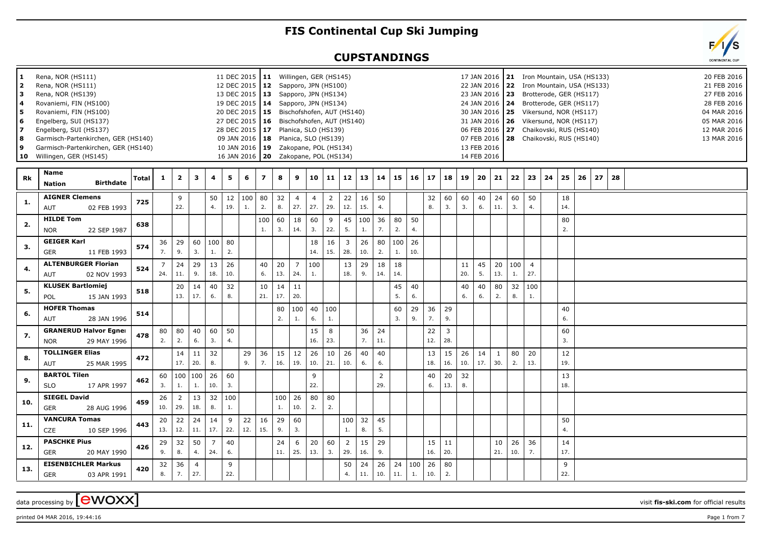# FIS Continental Cup Ski Jumping

## CUPSTANDINGS

| No. | Venue | Date |
|---|---|---|
| 1 | Rena, NOR (HS111) | 11 DEC 2015 |
| 2 | Rena, NOR (HS111) | 12 DEC 2015 |
| 3 | Rena, NOR (HS139) | 13 DEC 2015 |
| 4 | Rovaniemi, FIN (HS100) | 19 DEC 2015 |
| 5 | Rovaniemi, FIN (HS100) | 20 DEC 2015 |
| 6 | Engelberg, SUI (HS137) | 27 DEC 2015 |
| 7 | Engelberg, SUI (HS137) | 28 DEC 2015 |
| 8 | Garmisch-Partenkirchen, GER (HS140) | 09 JAN 2016 |
| 9 | Garmisch-Partenkirchen, GER (HS140) | 10 JAN 2016 |
| 10 | Willingen, GER (HS145) | 16 JAN 2016 |
| 11 | Willingen, GER (HS145) | 17 JAN 2016 |
| 12 | Sapporo, JPN (HS100) | 22 JAN 2016 |
| 13 | Sapporo, JPN (HS134) | 23 JAN 2016 |
| 14 | Sapporo, JPN (HS134) | 24 JAN 2016 |
| 15 | Bischofshofen, AUT (HS140) | 30 JAN 2016 |
| 16 | Bischofshofen, AUT (HS140) | 31 JAN 2016 |
| 17 | Planica, SLO (HS139) | 06 FEB 2016 |
| 18 | Planica, SLO (HS139) | 07 FEB 2016 |
| 19 | Zakopane, POL (HS134) | 13 FEB 2016 |
| 20 | Zakopane, POL (HS134) | 14 FEB 2016 |
| 21 | Iron Mountain, USA (HS133) | 20 FEB 2016 |
| 22 | Iron Mountain, USA (HS133) | 21 FEB 2016 |
| 23 | Brotterode, GER (HS117) | 27 FEB 2016 |
| 24 | Brotterode, GER (HS117) | 28 FEB 2016 |
| 25 | Vikersund, NOR (HS117) | 04 MAR 2016 |
| 26 | Vikersund, NOR (HS117) | 05 MAR 2016 |
| 27 | Chaikovski, RUS (HS140) | 12 MAR 2016 |
| 28 | Chaikovski, RUS (HS140) | 13 MAR 2016 |

| Rk | Name / Nation / Birthdate | Total | 1 | 2 | 3 | 4 | 5 | 6 | 7 | 8 | 9 | 10 | 11 | 12 | 13 | 14 | 15 | 16 | 17 | 18 | 19 | 20 | 21 | 22 | 23 | 24 | 25 | 26 | 27 | 28 |
|---|---|---|---|---|---|---|---|---|---|---|---|---|---|---|---|---|---|---|---|---|---|---|---|---|---|---|---|---|---|---|
| 1. | AIGNER Clemens AUT 02 FEB 1993 | 725 | | 9 (22.) | | 50 (4.) | 12 (19.) | 100 (1.) | 80 (2.) | 32 (8.) | 4 (27.) | 4 (27.) | 2 (29.) | 22 (12.) | 16 (15.) | 50 (4.) | | | 32 (8.) | 60 (3.) | 60 (3.) | 40 (6.) | 24 (11.) | 60 (3.) | 50 (4.) | | 18 (14.) | | | |
| 2. | HILDE Tom NOR 22 SEP 1987 | 638 | | | | | | | 100 (1.) | 60 (3.) | 18 (14.) | 60 (3.) | 9 (22.) | 45 (5.) | 100 (1.) | 36 (7.) | 80 (2.) | 50 (4.) | | | | | | | | | 80 (2.) | | | |
| 3. | GEIGER Karl GER 11 FEB 1993 | 574 | 36 (7.) | 29 (9.) | 60 (3.) | 100 (1.) | 80 (2.) | | | | | 18 (14.) | 16 (15.) | 3 (28.) | 26 (10.) | 80 (2.) | 100 (1.) | 26 (10.) | | | | | | | | | | | | |
| 4. | ALTENBURGER Florian AUT 02 NOV 1993 | 524 | 7 (24.) | 24 (11.) | 29 (9.) | 13 (18.) | 26 (10.) | | 40 (6.) | 20 (13.) | 7 (24.) | 100 (1.) | | 13 (18.) | 29 (9.) | 18 (14.) | 18 (14.) | | | | 11 (20.) | 45 (5.) | 20 (13.) | 100 (1.) | 4 (27.) | | | | | |
| 5. | KLUSEK Bartlomiej POL 15 JAN 1993 | 518 | | 20 (13.) | 14 (17.) | 40 (6.) | 32 (8.) | | 10 (21.) | 14 (17.) | 11 (20.) | | | | | | 45 (5.) | 40 (6.) | | | 40 (6.) | 40 (6.) | 80 (2.) | 32 (8.) | 100 (1.) | | | | | |
| 6. | HOFER Thomas AUT 28 JAN 1996 | 514 | | | | | | | | 80 (2.) | 100 (1.) | 40 (6.) | 100 (1.) | | | | 60 (3.) | 29 (9.) | 36 (7.) | 29 (9.) | | | | | | | 40 (6.) | | | |
| 7. | GRANERUD Halvor Egner NOR 29 MAY 1996 | 478 | 80 (2.) | 80 (2.) | 40 (6.) | 60 (3.) | 50 (4.) | | | | | 15 (16.) | 8 (23.) | | 36 (7.) | 24 (11.) | | | 22 (12.) | 3 (28.) | | | | | | | 60 (3.) | | | |
| 8. | TOLLINGER Elias AUT 25 MAR 1995 | 472 | | 14 (17.) | 11 (20.) | 32 (8.) | | 29 (9.) | 36 (7.) | 15 (16.) | 12 (19.) | 26 (10.) | 10 (21.) | 26 (10.) | 40 (6.) | 40 (6.) | | | 13 (18.) | 15 (16.) | 26 (10.) | 14 (17.) | 1 (30.) | 80 (2.) | 20 (13.) | | 12 (19.) | | | |
| 9. | BARTOL Tilen SLO 17 APR 1997 | 462 | 60 (3.) | 100 (1.) | 100 (1.) | 26 (10.) | 60 (3.) | | | | | 9 (22.) | | | | 2 (29.) | | | 40 (6.) | 20 (13.) | 32 (8.) | | | | | | 13 (18.) | | | |
| 10. | SIEGEL David GER 28 AUG 1996 | 459 | 26 (10.) | 2 (29.) | 13 (18.) | 32 (8.) | 100 (1.) | | | 100 (1.) | 26 (10.) | 80 (2.) | 80 (2.) | | | | | | | | | | | | | | | | | |
| 11. | VANCURA Tomas CZE 10 SEP 1996 | 443 | 20 (13.) | 22 (12.) | 24 (11.) | 14 (17.) | 9 (22.) | 22 (12.) | 16 (15.) | 29 (9.) | 60 (3.) | | | 100 (1.) | 32 (8.) | 45 (5.) | | | | | | | | | | | 50 (4.) | | | |
| 12. | PASCHKE Pius GER 20 MAY 1990 | 426 | 29 (9.) | 32 (8.) | 50 (4.) | 7 (24.) | 40 (6.) | | | 24 (11.) | 6 (25.) | 20 (13.) | 60 (3.) | 2 (29.) | 15 (16.) | 29 (9.) | | | 15 (16.) | 11 (20.) | | | 10 (21.) | 26 (10.) | 36 (7.) | | 14 (17.) | | | |
| 13. | EISENBICHLER Markus GER 03 APR 1991 | 420 | 32 (8.) | 36 (7.) | 4 (27.) | | 9 (22.) | | | | | | | 50 (4.) | 24 (11.) | 26 (10.) | 24 (11.) | 100 (1.) | 26 (10.) | 80 (2.) | | | | | | | 9 (22.) | | | |

data processing by EWOXX — visit fis-ski.com for official results

printed 04 MAR 2016, 19:44:16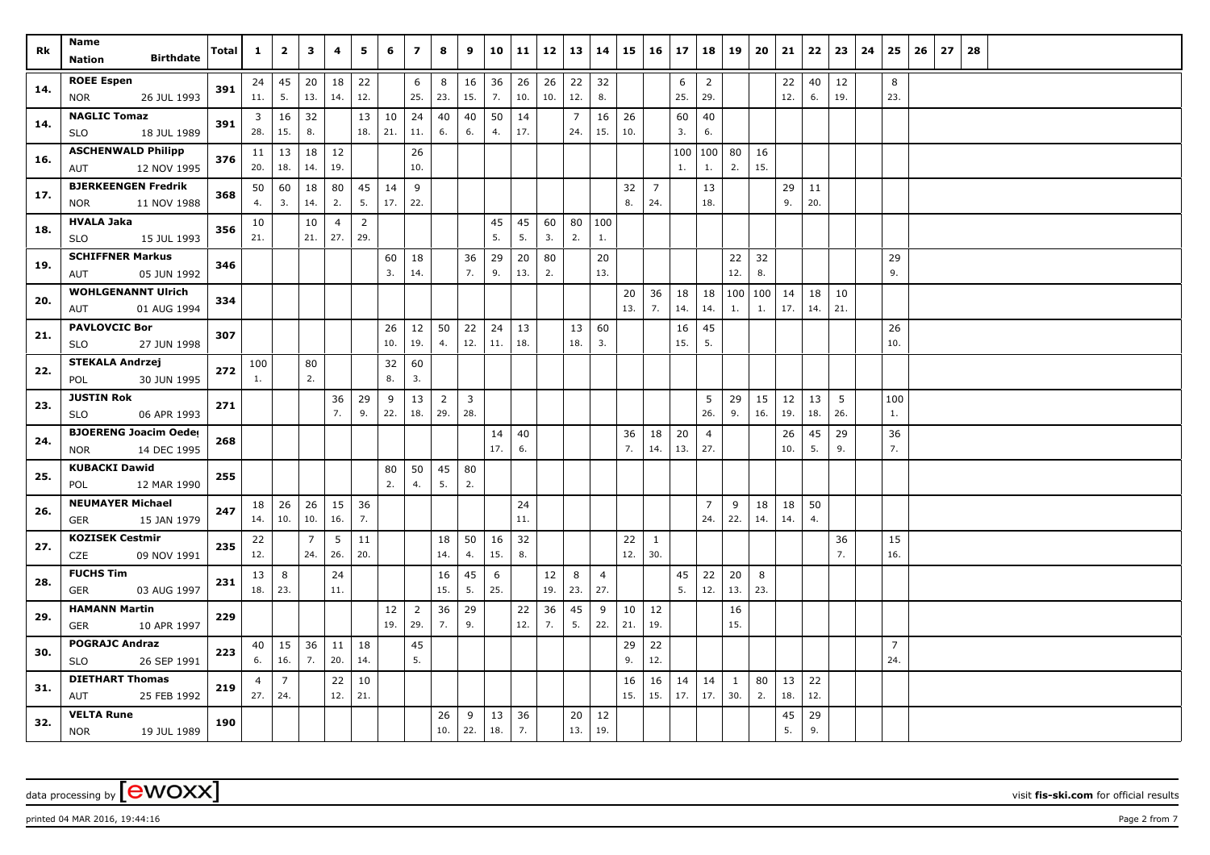| Rk | Name<br>Nation Birthdate | Total | 1 | 2 | 3 | 4 | 5 | 6 | 7 | 8 | 9 | 10 | 11 | 12 | 13 | 14 | 15 | 16 | 17 | 18 | 19 | 20 | 21 | 22 | 23 | 24 | 25 | 26 | 27 | 28 |
|---|---|---|---|---|---|---|---|---|---|---|---|---|---|---|---|---|---|---|---|---|---|---|---|---|---|---|---|---|---|---|
| 14. | ROEE Espen | 391 | 24 | 45 | 20 | 18 | 22 | | 6 | 8 | 16 | 36 | 26 | 26 | 22 | 32 | | | 6 | 2 | | | 22 | 40 | 12 | | 8 | | | |
| | NOR 26 JUL 1993 | | 11. | 5. | 13. | 14. | 12. | | 25. | 23. | 15. | 7. | 10. | 10. | 12. | 8. | | | 25. | 29. | | | 12. | 6. | 19. | | 23. | | | |
| 14. | NAGLIC Tomaz | 391 | 3 | 16 | 32 | | 13 | 10 | 24 | 40 | 40 | 50 | 14 | | 7 | 16 | 26 | | 60 | 40 | | | | | | | | | | |
| | SLO 18 JUL 1989 | | 28. | 15. | 8. | | 18. | 21. | 11. | 6. | 6. | 4. | 17. | | 24. | 15. | 10. | | 3. | 6. | | | | | | | | | | |
| 16. | ASCHENWALD Philipp | 376 | 11 | 13 | 18 | 12 | | | 26 | | | | | | | | | | 100 | 100 | 80 | 16 | | | | | | | | |
| | AUT 12 NOV 1995 | | 20. | 18. | 14. | 19. | | | 10. | | | | | | | | | | 1. | 1. | 2. | 15. | | | | | | | | |
| 17. | BJERKEENGEN Fredrik | 368 | 50 | 60 | 18 | 80 | 45 | 14 | 9 | | | | | | | | 32 | 7 | | 13 | | | 29 | 11 | | | | | | |
| | NOR 11 NOV 1988 | | 4. | 3. | 14. | 2. | 5. | 17. | 22. | | | | | | | | 8. | 24. | | 18. | | | 9. | 20. | | | | | | |
| 18. | HVALA Jaka | 356 | 10 | | 10 | 4 | 2 | | | | | 45 | 45 | 60 | 80 | 100 | | | | | | | | | | | | | | |
| | SLO 15 JUL 1993 | | 21. | | 21. | 27. | 29. | | | | | 5. | 5. | 3. | 2. | 1. | | | | | | | | | | | | | | |
| 19. | SCHIFFNER Markus | 346 | | | | | | 60 | 18 | | 36 | 29 | 20 | 80 | | 20 | | | | | 22 | 32 | | | | | 29 | | | |
| | AUT 05 JUN 1992 | | | | | | | 3. | 14. | | 7. | 9. | 13. | 2. | | 13. | | | | | 12. | 8. | | | | | 9. | | | |
| 20. | WOHLGENANNT Ulrich | 334 | | | | | | | | | | | | | | | 20 | 36 | 18 | 18 | 100 | 100 | 14 | 18 | 10 | | | | | |
| | AUT 01 AUG 1994 | | | | | | | | | | | | | | | | 13. | 7. | 14. | 14. | 1. | 1. | 17. | 14. | 21. | | | | | |
| 21. | PAVLOVCIC Bor | 307 | | | | | | 26 | 12 | 50 | 22 | 24 | 13 | | 13 | 60 | | | 16 | 45 | | | | | | | 26 | | | |
| | SLO 27 JUN 1998 | | | | | | | 10. | 19. | 4. | 12. | 11. | 18. | | 18. | 3. | | | 15. | 5. | | | | | | | 10. | | | |
| 22. | STEKALA Andrzej | 272 | 100 | | 80 | | | 32 | 60 | | | | | | | | | | | | | | | | | | | | | |
| | POL 30 JUN 1995 | | 1. | | 2. | | | 8. | 3. | | | | | | | | | | | | | | | | | | | | | |
| 23. | JUSTIN Rok | 271 | | | | 36 | 29 | 9 | 13 | 2 | 3 | | | | | | | | | 5 | 29 | 15 | 12 | 13 | 5 | | 100 | | | |
| | SLO 06 APR 1993 | | | | | 7. | 9. | 22. | 18. | 29. | 28. | | | | | | | | | 26. | 9. | 16. | 19. | 18. | 26. | | 1. | | | |
| 24. | BJOERENG Joacim Oeder | 268 | | | | | | | | | | 14 | 40 | | | | 36 | 18 | 20 | 4 | | | 26 | 45 | 29 | | 36 | | | |
| | NOR 14 DEC 1995 | | | | | | | | | | | 17. | 6. | | | | 7. | 14. | 13. | 27. | | | 10. | 5. | 9. | | 7. | | | |
| 25. | KUBACKI Dawid | 255 | | | | | | 80 | 50 | 45 | 80 | | | | | | | | | | | | | | | | | | | |
| | POL 12 MAR 1990 | | | | | | | 2. | 4. | 5. | 2. | | | | | | | | | | | | | | | | | | | |
| 26. | NEUMAYER Michael | 247 | 18 | 26 | 26 | 15 | 36 | | | | | | 24 | | | | | | | 7 | 9 | 18 | 18 | 50 | | | | | | |
| | GER 15 JAN 1979 | | 14. | 10. | 10. | 16. | 7. | | | | | | 11. | | | | | | | 24. | 22. | 14. | 14. | 4. | | | | | | |
| 27. | KOZISEK Cestmir | 235 | 22 | | 7 | 5 | 11 | | | 18 | 50 | 16 | 32 | | | | 22 | 1 | | | | | | | 36 | | 15 | | | |
| | CZE 09 NOV 1991 | | 12. | | 24. | 26. | 20. | | | 14. | 4. | 15. | 8. | | | | 12. | 30. | | | | | | | 7. | | 16. | | | |
| 28. | FUCHS Tim | 231 | 13 | 8 | | 24 | | | | 16 | 45 | 6 | | 12 | 8 | 4 | | | 45 | 22 | 20 | 8 | | | | | | | | |
| | GER 03 AUG 1997 | | 18. | 23. | | 11. | | | | 15. | 5. | 25. | | 19. | 23. | 27. | | | 5. | 12. | 13. | 23. | | | | | | | | |
| 29. | HAMANN Martin | 229 | | | | | | 12 | 2 | 36 | 29 | | 22 | 36 | 45 | 9 | 10 | 12 | | | 16 | | | | | | | | | |
| | GER 10 APR 1997 | | | | | | | 19. | 29. | 7. | 9. | | 12. | 7. | 5. | 22. | 21. | 19. | | | 15. | | | | | | | | | |
| 30. | POGRAJC Andraz | 223 | 40 | 15 | 36 | 11 | 18 | | 45 | | | | | | | | 29 | 22 | | | | | | | | | 7 | | | |
| | SLO 26 SEP 1991 | | 6. | 16. | 7. | 20. | 14. | | 5. | | | | | | | | 9. | 12. | | | | | | | | | 24. | | | |
| 31. | DIETHART Thomas | 219 | 4 | 7 | | 22 | 10 | | | | | | | | | | 16 | 16 | 14 | 14 | 1 | 80 | 13 | 22 | | | | | | |
| | AUT 25 FEB 1992 | | 27. | 24. | | 12. | 21. | | | | | | | | | | 15. | 15. | 17. | 17. | 30. | 2. | 18. | 12. | | | | | | |
| 32. | VELTA Rune | 190 | | | | | | | | 26 | 9 | 13 | 36 | | 20 | 12 | | | | | | | 45 | 29 | | | | | | |
| | NOR 19 JUL 1989 | | | | | | | | | 10. | 22. | 18. | 7. | | 13. | 19. | | | | | | | 5. | 9. | | | | | | |

data processing by [ewoxx]

visit **fis-ski.com** for official results

printed 04 MAR 2016, 19:44:16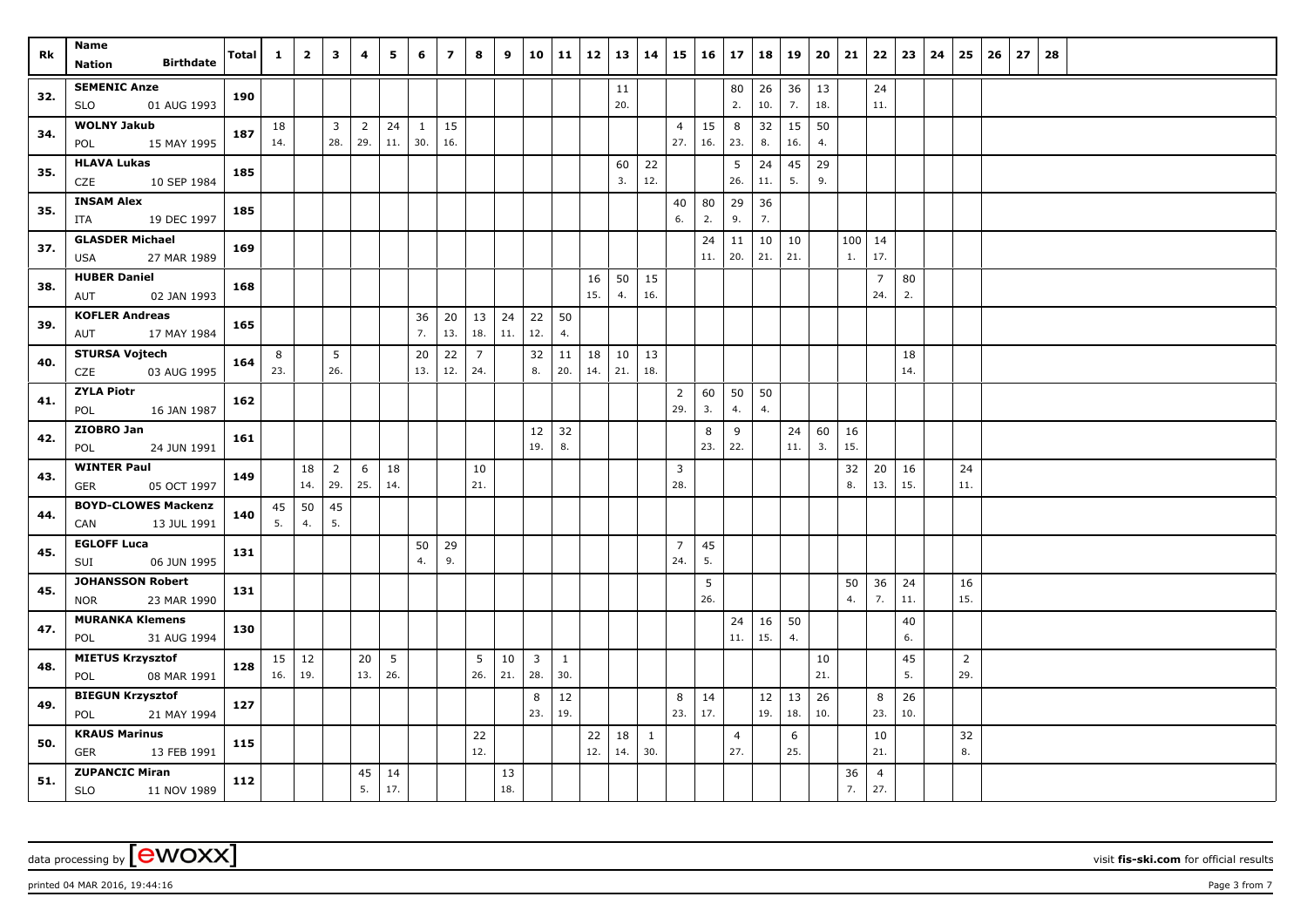| Rk | Name<br>Nation Birthdate | Total | 1 | 2 | 3 | 4 | 5 | 6 | 7 | 8 | 9 | 10 | 11 | 12 | 13 | 14 | 15 | 16 | 17 | 18 | 19 | 20 | 21 | 22 | 23 | 24 | 25 | 26 | 27 | 28 |
|---|---|---|---|---|---|---|---|---|---|---|---|---|---|---|---|---|---|---|---|---|---|---|---|---|---|---|---|---|---|---|
| 32. | SEMENIC Anze | 190 | | | | | | | | | | | | | 11 | | | | 80 | 26 | 36 | 13 | | 24 | | | | | | |
| | SLO 01 AUG 1993 | | | | | | | | | | | | | | 20. | | | | 2. | 10. | 7. | 18. | | 11. | | | | | | |
| 34. | WOLNY Jakub | 187 | 18 | | 3 | 2 | 24 | 1 | 15 | | | | | | | | 4 | 15 | 8 | 32 | 15 | 50 | | | | | | | | |
| | POL 15 MAY 1995 | | 14. | | 28. | 29. | 11. | 30. | 16. | | | | | | | | 27. | 16. | 23. | 8. | 16. | 4. | | | | | | | | |
| 35. | HLAVA Lukas | 185 | | | | | | | | | | | | | 60 | 22 | | | 5 | 24 | 45 | 29 | | | | | | | | |
| | CZE 10 SEP 1984 | | | | | | | | | | | | | | 3. | 12. | | | 26. | 11. | 5. | 9. | | | | | | | | |
| 35. | INSAM Alex | 185 | | | | | | | | | | | | | | | 40 | 80 | 29 | 36 | | | | | | | | | | |
| | ITA 19 DEC 1997 | | | | | | | | | | | | | | | | 6. | 2. | 9. | 7. | | | | | | | | | | |
| 37. | GLASDER Michael | 169 | | | | | | | | | | | | | | | | 24 | 11 | 10 | 10 | | 100 | 14 | | | | | | |
| | USA 27 MAR 1989 | | | | | | | | | | | | | | | | | 11. | 20. | 21. | 21. | | 1. | 17. | | | | | | |
| 38. | HUBER Daniel | 168 | | | | | | | | | | | | 16 | 50 | 15 | | | | | | | | 7 | 80 | | | | | |
| | AUT 02 JAN 1993 | | | | | | | | | | | | | 15. | 4. | 16. | | | | | | | | 24. | 2. | | | | | |
| 39. | KOFLER Andreas | 165 | | | | | | 36 | 20 | 13 | 24 | 22 | 50 | | | | | | | | | | | | | | | | | |
| | AUT 17 MAY 1984 | | | | | | | 7. | 13. | 18. | 11. | 12. | 4. | | | | | | | | | | | | | | | | | |
| 40. | STURSA Vojtech | 164 | 8 | | 5 | | | 20 | 22 | 7 | | 32 | 11 | 18 | 10 | 13 | | | | | | | | | 18 | | | | | |
| | CZE 03 AUG 1995 | | 23. | | 26. | | | 13. | 12. | 24. | | 8. | 20. | 14. | 21. | 18. | | | | | | | | | 14. | | | | | |
| 41. | ZYLA Piotr | 162 | | | | | | | | | | | | | | | 2 | 60 | 50 | 50 | | | | | | | | | | |
| | POL 16 JAN 1987 | | | | | | | | | | | | | | | | 29. | 3. | 4. | 4. | | | | | | | | | | |
| 42. | ZIOBRO Jan | 161 | | | | | | | | | | 12 | 32 | | | | | 8 | 9 | | 24 | 60 | 16 | | | | | | | |
| | POL 24 JUN 1991 | | | | | | | | | | | 19. | 8. | | | | | 23. | 22. | | 11. | 3. | 15. | | | | | | | |
| 43. | WINTER Paul | 149 | | 18 | 2 | 6 | 18 | | | 10 | | | | | | | 3 | | | | | | 32 | 20 | 16 | | 24 | | | |
| | GER 05 OCT 1997 | | | 14. | 29. | 25. | 14. | | | 21. | | | | | | | 28. | | | | | | 8. | 13. | 15. | | 11. | | | |
| 44. | BOYD-CLOWES Mackenz | 140 | 45 | 50 | 45 | | | | | | | | | | | | | | | | | | | | | | | | | |
| | CAN 13 JUL 1991 | | 5. | 4. | 5. | | | | | | | | | | | | | | | | | | | | | | | | | |
| 45. | EGLOFF Luca | 131 | | | | | | 50 | 29 | | | | | | | | 7 | 45 | | | | | | | | | | | | |
| | SUI 06 JUN 1995 | | | | | | | 4. | 9. | | | | | | | | 24. | 5. | | | | | | | | | | | | |
| 45. | JOHANSSON Robert | 131 | | | | | | | | | | | | | | | | 5 | | | | | 50 | 36 | 24 | | 16 | | | |
| | NOR 23 MAR 1990 | | | | | | | | | | | | | | | | | 26. | | | | | 4. | 7. | 11. | | 15. | | | |
| 47. | MURANKA Klemens | 130 | | | | | | | | | | | | | | | | | 24 | 16 | 50 | | | | 40 | | | | | |
| | POL 31 AUG 1994 | | | | | | | | | | | | | | | | | | 11. | 15. | 4. | | | | 6. | | | | | |
| 48. | MIETUS Krzysztof | 128 | 15 | 12 | | 20 | 5 | | | 5 | 10 | 3 | 1 | | | | | | | | | 10 | | | 45 | | 2 | | | |
| | POL 08 MAR 1991 | | 16. | 19. | | 13. | 26. | | | 26. | 21. | 28. | 30. | | | | | | | | | 21. | | | 5. | | 29. | | | |
| 49. | BIEGUN Krzysztof | 127 | | | | | | | | | | 8 | 12 | | | | 8 | 14 | | 12 | 13 | 26 | | 8 | 26 | | | | | |
| | POL 21 MAY 1994 | | | | | | | | | | | 23. | 19. | | | | 23. | 17. | | 19. | 18. | 10. | | 23. | 10. | | | | | |
| 50. | KRAUS Marinus | 115 | | | | | | | | 22 | | | | 22 | 18 | 1 | | | 4 | | 6 | | | 10 | | | 32 | | | |
| | GER 13 FEB 1991 | | | | | | | | | 12. | | | | 12. | 14. | 30. | | | 27. | | 25. | | | 21. | | | 8. | | | |
| 51. | ZUPANCIC Miran | 112 | | | | 45 | 14 | | | | 13 | | | | | | | | | | | | 36 | 4 | | | | | | |
| | SLO 11 NOV 1989 | | | | | 5. | 17. | | | | 18. | | | | | | | | | | | | 7. | 27. | | | | | | |

data processing by [ewoxx]

visit fis-ski.com for official results

printed 04 MAR 2016, 19:44:16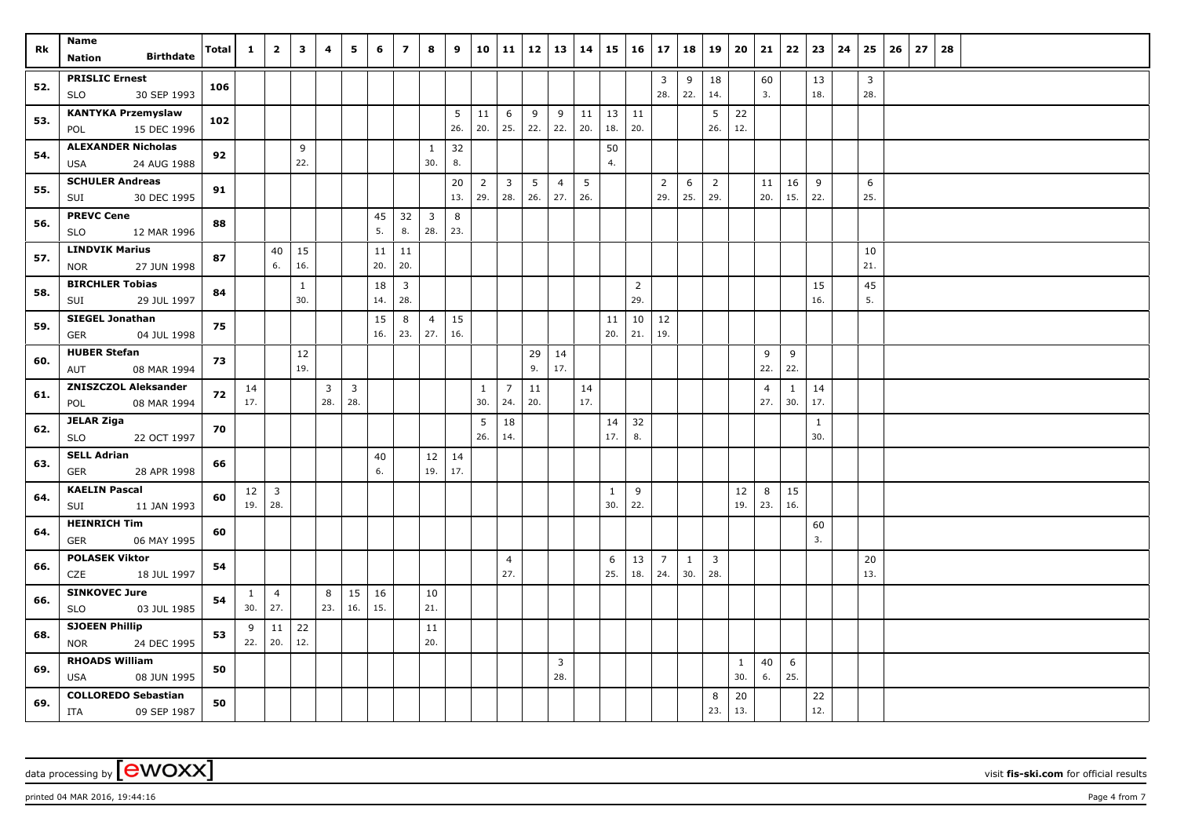| Rk | Name<br>Nation Birthdate | Total | 1 | 2 | 3 | 4 | 5 | 6 | 7 | 8 | 9 | 10 | 11 | 12 | 13 | 14 | 15 | 16 | 17 | 18 | 19 | 20 | 21 | 22 | 23 | 24 | 25 | 26 | 27 | 28 |
|---|---|---|---|---|---|---|---|---|---|---|---|---|---|---|---|---|---|---|---|---|---|---|---|---|---|---|---|---|---|---|
| 52. | PRISLIC Ernest<br>SLO 30 SEP 1993 | 106 | | | | | | | | | | | | | | | | | 3<br>28. | 9<br>22. | 18<br>14. | | 60<br>3. | | 13<br>18. | | 3<br>28. | | | |
| 53. | KANTYKA Przemyslaw<br>POL 15 DEC 1996 | 102 | | | | | | | | | 5<br>26. | 11<br>20. | 6<br>25. | 9<br>22. | 9<br>22. | 11<br>20. | 13<br>18. | 11<br>20. | | | 5<br>26. | 22<br>12. | | | | | | | | |
| 54. | ALEXANDER Nicholas<br>USA 24 AUG 1988 | 92 | | | 9<br>22. | | | | | 1<br>30. | 32<br>8. | | | | | | 50<br>4. | | | | | | | | | | | | | |
| 55. | SCHULER Andreas<br>SUI 30 DEC 1995 | 91 | | | | | | | | | 20<br>13. | 2<br>29. | 3<br>28. | 5<br>26. | 4<br>27. | 5<br>26. | | | 2<br>29. | 6<br>25. | 2<br>29. | | 11<br>20. | 16<br>15. | 9<br>22. | | 6<br>25. | | | |
| 56. | PREVC Cene<br>SLO 12 MAR 1996 | 88 | | | | | | 45<br>5. | 32<br>8. | 3<br>28. | 8<br>23. | | | | | | | | | | | | | | | | | | | |
| 57. | LINDVIK Marius<br>NOR 27 JUN 1998 | 87 | | 40<br>6. | 15<br>16. | | | 11<br>20. | 11<br>20. | | | | | | | | | | | | | | | | | | 10<br>21. | | | |
| 58. | BIRCHLER Tobias<br>SUI 29 JUL 1997 | 84 | | | 1<br>30. | | | 18<br>14. | 3<br>28. | | | | | | | | | 2<br>29. | | | | | | | 15<br>16. | | 45<br>5. | | | |
| 59. | SIEGEL Jonathan<br>GER 04 JUL 1998 | 75 | | | | | | 15<br>16. | 8<br>23. | 4<br>27. | 15<br>16. | | | | | | 11<br>20. | 10<br>21. | 12<br>19. | | | | | | | | | | | |
| 60. | HUBER Stefan<br>AUT 08 MAR 1994 | 73 | | | 12<br>19. | | | | | | | | | 29<br>9. | 14<br>17. | | | | | | | | 9<br>22. | 9<br>22. | | | | | | |
| 61. | ZNISZCZOL Aleksander<br>POL 08 MAR 1994 | 72 | 14<br>17. | | | 3<br>28. | 3<br>28. | | | | | 1<br>30. | 7<br>24. | 11<br>20. | | 14<br>17. | | | | | | | 4<br>27. | 1<br>30. | 14<br>17. | | | | | |
| 62. | JELAR Ziga<br>SLO 22 OCT 1997 | 70 | | | | | | | | | | 5<br>26. | 18<br>14. | | | | 14<br>17. | 32<br>8. | | | | | | | 1<br>30. | | | | | |
| 63. | SELL Adrian<br>GER 28 APR 1998 | 66 | | | | | | 40<br>6. | | 12<br>19. | 14<br>17. | | | | | | | | | | | | | | | | | | | |
| 64. | KAELIN Pascal<br>SUI 11 JAN 1993 | 60 | 12<br>19. | 3<br>28. | | | | | | | | | | | | | 1<br>30. | 9<br>22. | | | | 12<br>19. | 8<br>23. | 15<br>16. | | | | | | |
| 64. | HEINRICH Tim<br>GER 06 MAY 1995 | 60 | | | | | | | | | | | | | | | | | | | | | | | 60<br>3. | | | | | |
| 66. | POLASEK Viktor<br>CZE 18 JUL 1997 | 54 | | | | | | | | | | | 4<br>27. | | | | 6<br>25. | 13<br>18. | 7<br>24. | 1<br>30. | 3<br>28. | | | | | | 20<br>13. | | | |
| 66. | SINKOVEC Jure<br>SLO 03 JUL 1985 | 54 | 1<br>30. | 4<br>27. | | 8<br>23. | 15<br>16. | 16<br>15. | | 10<br>21. | | | | | | | | | | | | | | | | | | | | |
| 68. | SJOEEN Phillip<br>NOR 24 DEC 1995 | 53 | 9<br>22. | 11<br>20. | 22<br>12. | | | | | 11<br>20. | | | | | | | | | | | | | | | | | | | | |
| 69. | RHOADS William<br>USA 08 JUN 1995 | 50 | | | | | | | | | | | | | 3<br>28. | | | | | | | 1<br>30. | 40<br>6. | 6<br>25. | | | | | | |
| 69. | COLLOREDO Sebastian<br>ITA 09 SEP 1987 | 50 | | | | | | | | | | | | | | | | | | | 8<br>23. | 20<br>13. | | | 22<br>12. | | | | | |

data processing by [ewoxx] visit fis-ski.com for official results

printed 04 MAR 2016, 19:44:16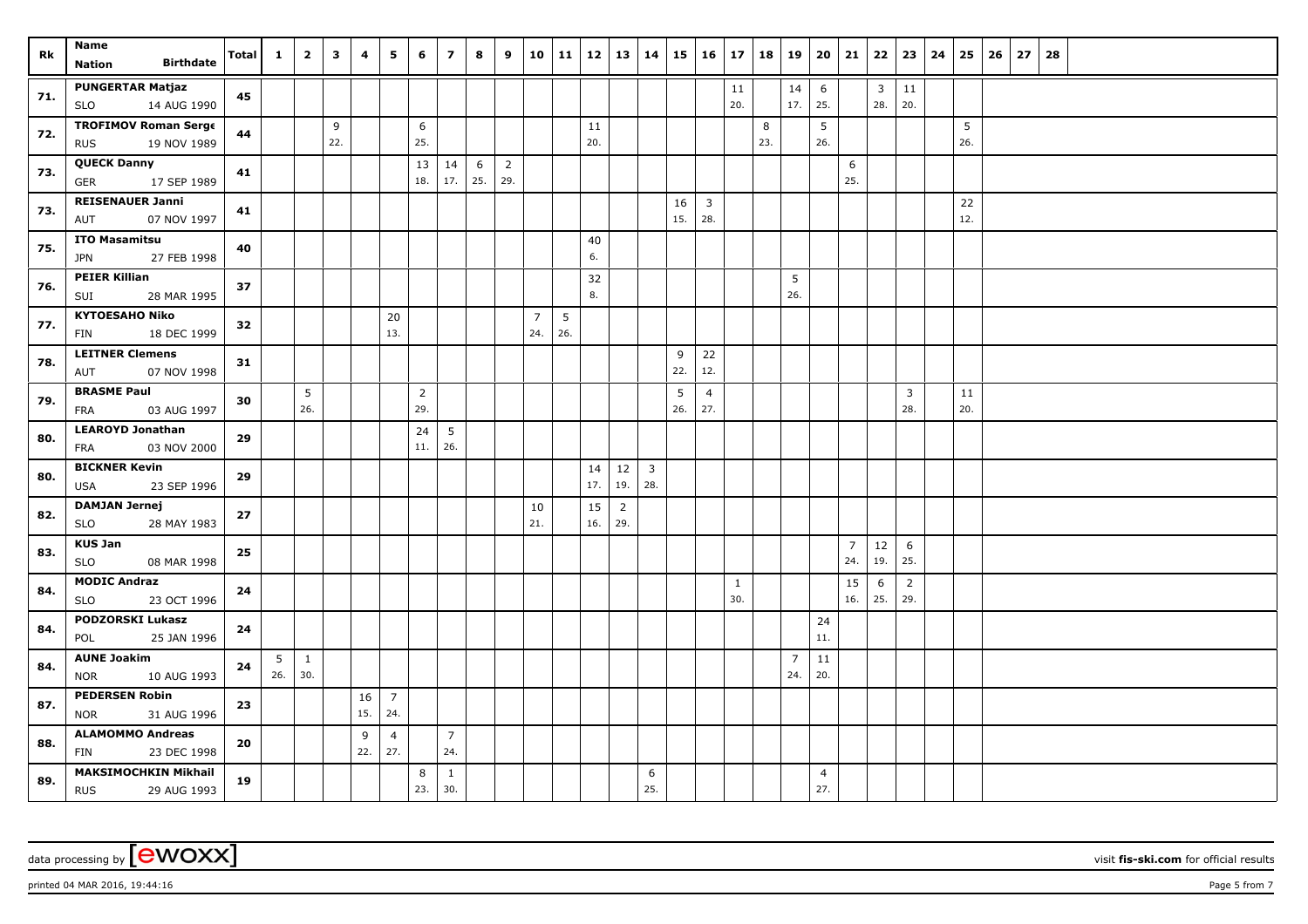| Rk | Name Nation Birthdate | Total | 1 | 2 | 3 | 4 | 5 | 6 | 7 | 8 | 9 | 10 | 11 | 12 | 13 | 14 | 15 | 16 | 17 | 18 | 19 | 20 | 21 | 22 | 23 | 24 | 25 | 26 | 27 | 28 |
|---|---|---|---|---|---|---|---|---|---|---|---|---|---|---|---|---|---|---|---|---|---|---|---|---|---|---|---|---|---|---|
| 71. | PUNGERTAR Matjaz SLO 14 AUG 1990 | 45 | | | | | | | | | | | | | | | | | 11 20. | | 14 17. | 6 25. | | 3 28. | 11 20. | | | | | |
| 72. | TROFIMOV Roman Serge RUS 19 NOV 1989 | 44 | | | 9 22. | | | 6 25. | | | | | | 11 20. | | | | | | 8 23. | | 5 26. | | | | | 5 26. | | | |
| 73. | QUECK Danny GER 17 SEP 1989 | 41 | | | | | | 13 18. | 14 17. | 6 25. | 2 29. | | | | | | | | | | | | 6 25. | | | | | | | |
| 73. | REISENAUER Janni AUT 07 NOV 1997 | 41 | | | | | | | | | | | | | | | 16 15. | 3 28. | | | | | | | | | 22 12. | | | |
| 75. | ITO Masamitsu JPN 27 FEB 1998 | 40 | | | | | | | | | | | | 40 6. | | | | | | | | | | | | | | | | |
| 76. | PEIER Killian SUI 28 MAR 1995 | 37 | | | | | | | | | | | | 32 8. | | | | | | | 5 26. | | | | | | | | | |
| 77. | KYTOESAHO Niko FIN 18 DEC 1999 | 32 | | | | | 20 13. | | | | | 7 24. | 5 26. | | | | | | | | | | | | | | | | | |
| 78. | LEITNER Clemens AUT 07 NOV 1998 | 31 | | | | | | | | | | | | | | | 9 22. | 22 12. | | | | | | | | | | | | |
| 79. | BRASME Paul FRA 03 AUG 1997 | 30 | | 5 26. | | | | 2 29. | | | | | | | | | 5 26. | 4 27. | | | | | | | 3 28. | | 11 20. | | | |
| 80. | LEAROYD Jonathan FRA 03 NOV 2000 | 29 | | | | | | 24 11. | 5 26. | | | | | | | | | | | | | | | | | | | | | |
| 80. | BICKNER Kevin USA 23 SEP 1996 | 29 | | | | | | | | | | | | 14 17. | 12 19. | 3 28. | | | | | | | | | | | | | | |
| 82. | DAMJAN Jernej SLO 28 MAY 1983 | 27 | | | | | | | | | | 10 21. | | 15 16. | 2 29. | | | | | | | | | | | | | | | |
| 83. | KUS Jan SLO 08 MAR 1998 | 25 | | | | | | | | | | | | | | | | | | | | | 7 24. | 12 19. | 6 25. | | | | | |
| 84. | MODIC Andraz SLO 23 OCT 1996 | 24 | | | | | | | | | | | | | | | | | 1 30. | | | | 15 16. | 6 25. | 2 29. | | | | | |
| 84. | PODZORSKI Lukasz POL 25 JAN 1996 | 24 | | | | | | | | | | | | | | | | | | | | 24 11. | | | | | | | | |
| 84. | AUNE Joakim NOR 10 AUG 1993 | 24 | 5 26. | 1 30. | | | | | | | | | | | | | | | | | 7 24. | 11 20. | | | | | | | | |
| 87. | PEDERSEN Robin NOR 31 AUG 1996 | 23 | | | | 16 15. | 7 24. | | | | | | | | | | | | | | | | | | | | | | | |
| 88. | ALAMOMMO Andreas FIN 23 DEC 1998 | 20 | | | | 9 22. | 4 27. | | 7 24. | | | | | | | | | | | | | | | | | | | | | |
| 89. | MAKSIMOCHKIN Mikhail RUS 29 AUG 1993 | 19 | | | | | | 8 23. | 1 30. | | | | | | | 6 25. | | | | | | 4 27. | | | | | | | | |

data processing by [ewoxx] visit fis-ski.com for official results

printed 04 MAR 2016, 19:44:16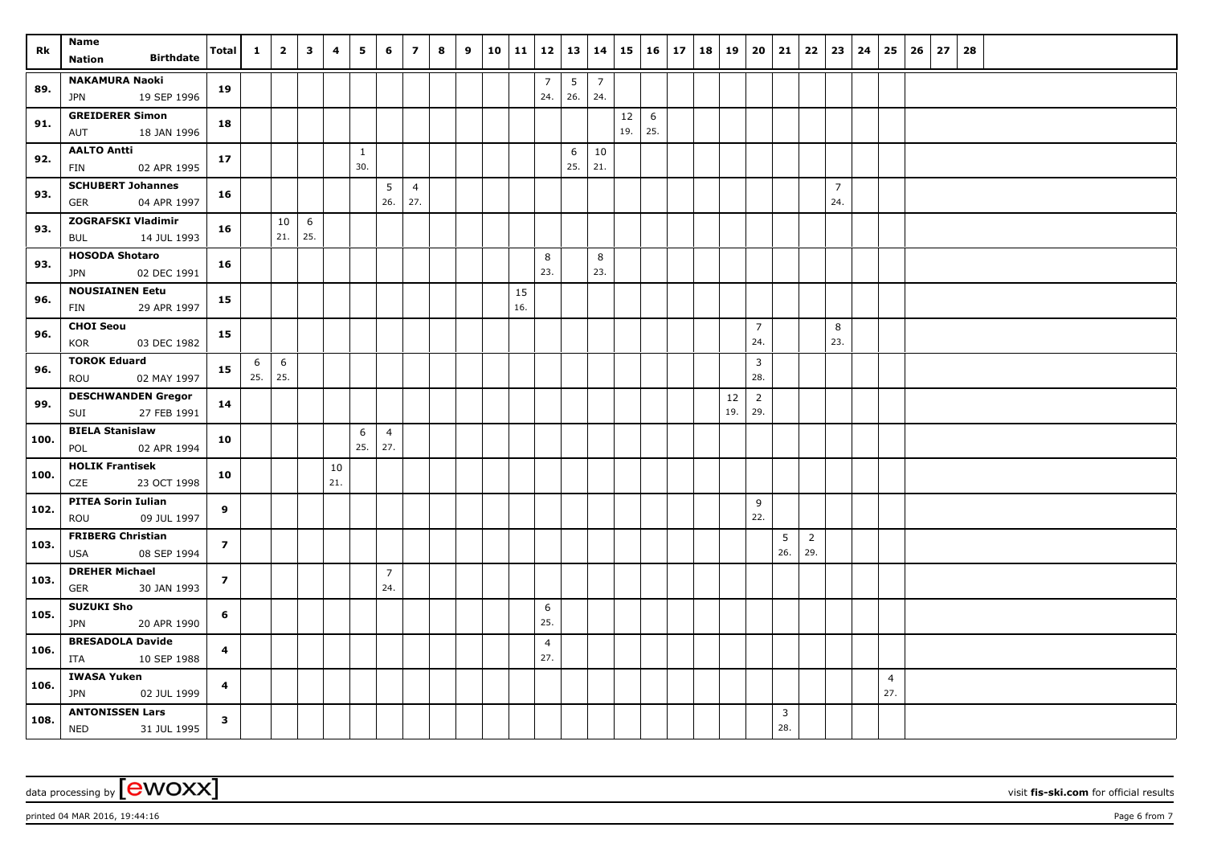| Rk | Name<br>Nation Birthdate | Total | 1 | 2 | 3 | 4 | 5 | 6 | 7 | 8 | 9 | 10 | 11 | 12 | 13 | 14 | 15 | 16 | 17 | 18 | 19 | 20 | 21 | 22 | 23 | 24 | 25 | 26 | 27 | 28 |
|---|---|---|---|---|---|---|---|---|---|---|---|---|---|---|---|---|---|---|---|---|---|---|---|---|---|---|---|---|---|---|
| 89. | **NAKAMURA Naoki**<br>JPN 19 SEP 1996 | **19** | | | | | | | | | | | | 7<br>24. | 5<br>26. | 7<br>24. | | | | | | | | | | | | | | |
| 91. | **GREIDERER Simon**<br>AUT 18 JAN 1996 | **18** | | | | | | | | | | | | | | | 12<br>19. | 6<br>25. | | | | | | | | | | | | |
| 92. | **AALTO Antti**<br>FIN 02 APR 1995 | **17** | | | | | 1<br>30. | | | | | | | | 6<br>25. | 10<br>21. | | | | | | | | | | | | | | |
| 93. | **SCHUBERT Johannes**<br>GER 04 APR 1997 | **16** | | | | | | 5<br>26. | 4<br>27. | | | | | | | | | | | | | | | | 7<br>24. | | | | | |
| 93. | **ZOGRAFSKI Vladimir**<br>BUL 14 JUL 1993 | **16** | | 10<br>21. | 6<br>25. | | | | | | | | | | | | | | | | | | | | | | | | | |
| 93. | **HOSODA Shotaro**<br>JPN 02 DEC 1991 | **16** | | | | | | | | | | | | 8<br>23. | | 8<br>23. | | | | | | | | | | | | | | |
| 96. | **NOUSIAINEN Eetu**<br>FIN 29 APR 1997 | **15** | | | | | | | | | | | 15<br>16. | | | | | | | | | | | | | | | | | |
| 96. | **CHOI Seou**<br>KOR 03 DEC 1982 | **15** | | | | | | | | | | | | | | | | | | | | 7<br>24. | | | 8<br>23. | | | | | |
| 96. | **TOROK Eduard**<br>ROU 02 MAY 1997 | **15** | 6<br>25. | 6<br>25. | | | | | | | | | | | | | | | | | | 3<br>28. | | | | | | | | |
| 99. | **DESCHWANDEN Gregor**<br>SUI 27 FEB 1991 | **14** | | | | | | | | | | | | | | | | | | | 12<br>19. | 2<br>29. | | | | | | | | |
| 100. | **BIELA Stanislaw**<br>POL 02 APR 1994 | **10** | | | | | 6<br>25. | 4<br>27. | | | | | | | | | | | | | | | | | | | | | | |
| 100. | **HOLIK Frantisek**<br>CZE 23 OCT 1998 | **10** | | | | 10<br>21. | | | | | | | | | | | | | | | | | | | | | | | | |
| 102. | **PITEA Sorin Iulian**<br>ROU 09 JUL 1997 | **9** | | | | | | | | | | | | | | | | | | | | 9<br>22. | | | | | | | | |
| 103. | **FRIBERG Christian**<br>USA 08 SEP 1994 | **7** | | | | | | | | | | | | | | | | | | | | | 5<br>26. | 2<br>29. | | | | | | |
| 103. | **DREHER Michael**<br>GER 30 JAN 1993 | **7** | | | | | | 7<br>24. | | | | | | | | | | | | | | | | | | | | | | |
| 105. | **SUZUKI Sho**<br>JPN 20 APR 1990 | **6** | | | | | | | | | | | | 6<br>25. | | | | | | | | | | | | | | | | |
| 106. | **BRESADOLA Davide**<br>ITA 10 SEP 1988 | **4** | | | | | | | | | | | | 4<br>27. | | | | | | | | | | | | | | | | |
| 106. | **IWASA Yuken**<br>JPN 02 JUL 1999 | **4** | | | | | | | | | | | | | | | | | | | | | | | | | 4<br>27. | | | |
| 108. | **ANTONISSEN Lars**<br>NED 31 JUL 1995 | **3** | | | | | | | | | | | | | | | | | | | | | 3<br>28. | | | | | | | |

data processing by [ewoxx] visit **fis-ski.com** for official results

printed 04 MAR 2016, 19:44:16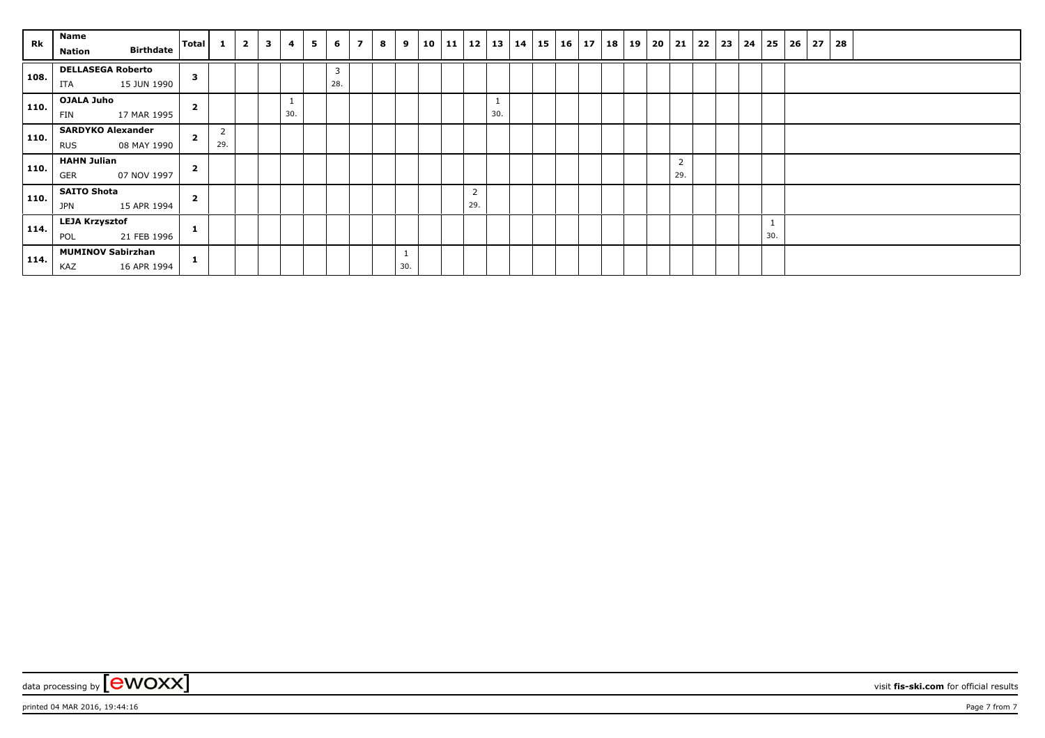| Rk | Name Nation Birthdate | Total | 1 | 2 | 3 | 4 | 5 | 6 | 7 | 8 | 9 | 10 | 11 | 12 | 13 | 14 | 15 | 16 | 17 | 18 | 19 | 20 | 21 | 22 | 23 | 24 | 25 | 26 | 27 | 28 |
|---|---|---|---|---|---|---|---|---|---|---|---|---|---|---|---|---|---|---|---|---|---|---|---|---|---|---|---|---|---|---|
| 108. | DELLASEGA Roberto ITA 15 JUN 1990 | 3 | | | | | | 3 28. | | | | | | | | | | | | | | | | | | | | | | |
| 110. | OJALA Juho FIN 17 MAR 1995 | 2 | | | | 1 30. | | | | | | | | | 1 30. | | | | | | | | | | | | | | | |
| 110. | SARDYKO Alexander RUS 08 MAY 1990 | 2 | 2 29. | | | | | | | | | | | | | | | | | | | | | | | | | | | |
| 110. | HAHN Julian GER 07 NOV 1997 | 2 | | | | | | | | | | | | | | | | | | | | | 2 29. | | | | | | | |
| 110. | SAITO Shota JPN 15 APR 1994 | 2 | | | | | | | | | | | | 2 29. | | | | | | | | | | | | | | | | |
| 114. | LEJA Krzysztof POL 21 FEB 1996 | 1 | | | | | | | | | | | | | | | | | | | | | | | | | 1 30. | | | |
| 114. | MUMINOV Sabirzhan KAZ 16 APR 1994 | 1 | | | | | | | | | 1 30. | | | | | | | | | | | | | | | | | | | |

data processing by [ewoxx]

visit fis-ski.com for official results

printed 04 MAR 2016, 19:44:16